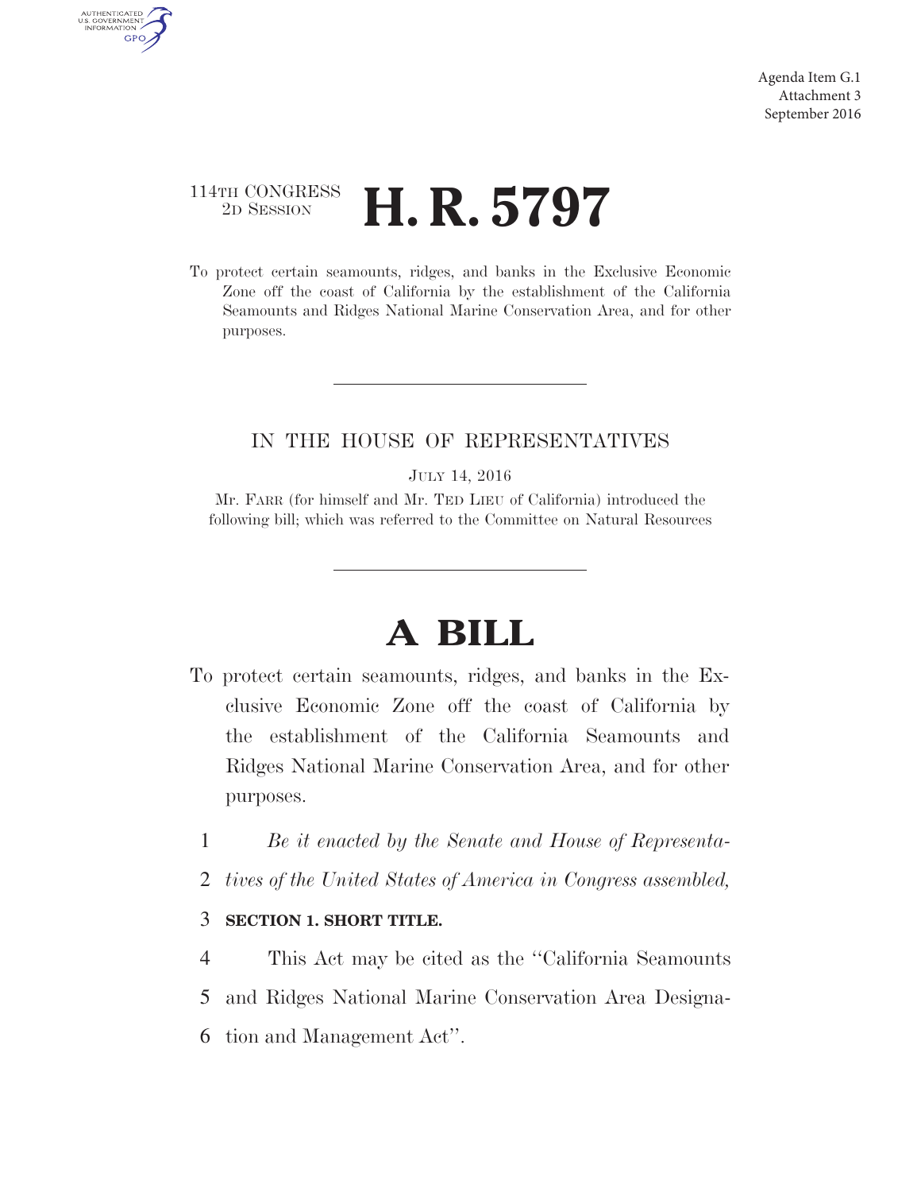Agenda Item G.1
Attachment 3
September 2016

114TH CONGRESS
2D SESSION

# H. R. 5797

To protect certain seamounts, ridges, and banks in the Exclusive Economic Zone off the coast of California by the establishment of the California Seamounts and Ridges National Marine Conservation Area, and for other purposes.

---

IN THE HOUSE OF REPRESENTATIVES

JULY 14, 2016

Mr. FARR (for himself and Mr. TED LIEU of California) introduced the following bill; which was referred to the Committee on Natural Resources

---

# A BILL

To protect certain seamounts, ridges, and banks in the Exclusive Economic Zone off the coast of California by the establishment of the California Seamounts and Ridges National Marine Conservation Area, and for other purposes.

1 *Be it enacted by the Senate and House of Representa-*
2 *tives of the United States of America in Congress assembled,*

3 **SECTION 1. SHORT TITLE.**

4 This Act may be cited as the "California Seamounts
5 and Ridges National Marine Conservation Area Designa-
6 tion and Management Act".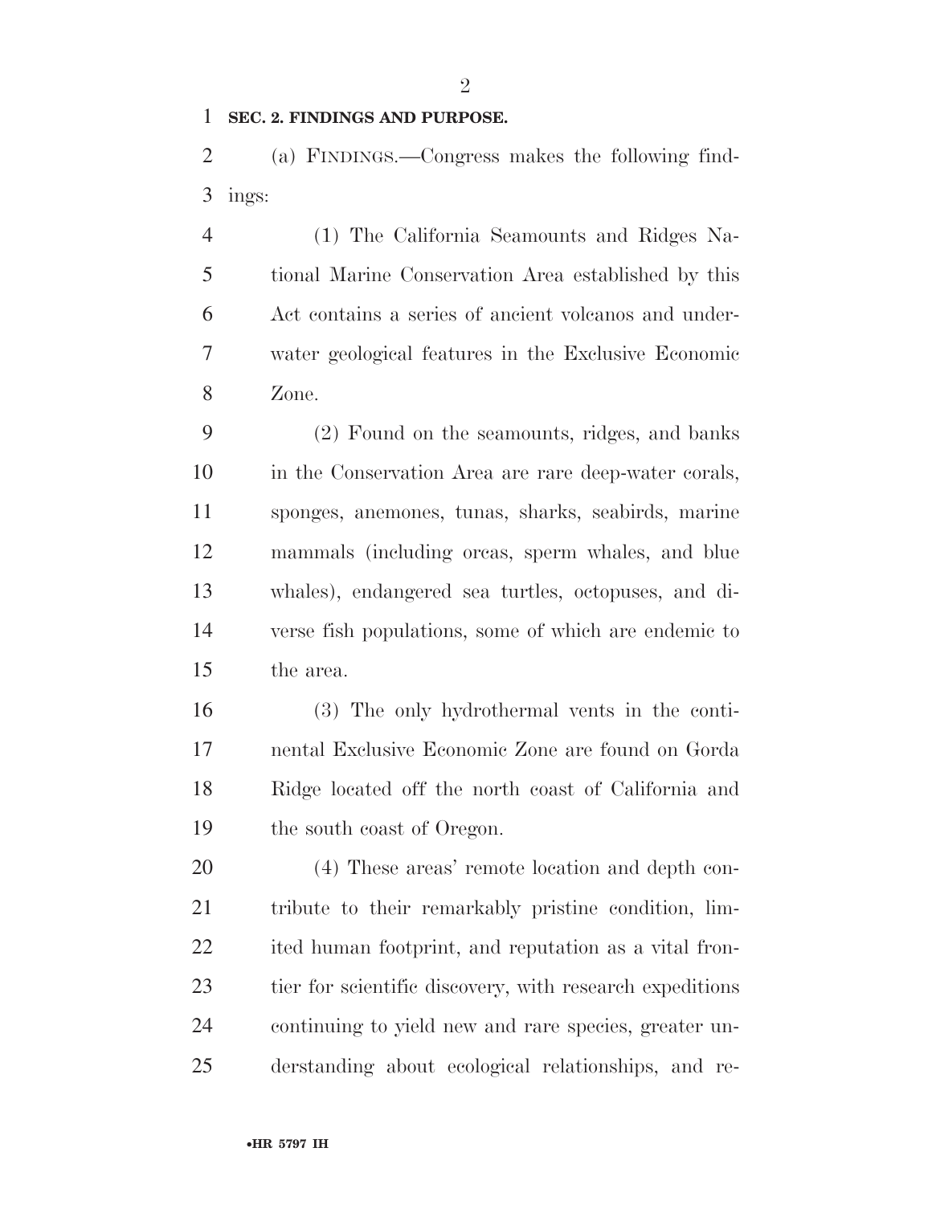**SEC. 2. FINDINGS AND PURPOSE.**

(a) FINDINGS.—Congress makes the following findings:

(1) The California Seamounts and Ridges National Marine Conservation Area established by this Act contains a series of ancient volcanos and underwater geological features in the Exclusive Economic Zone.

(2) Found on the seamounts, ridges, and banks in the Conservation Area are rare deep-water corals, sponges, anemones, tunas, sharks, seabirds, marine mammals (including orcas, sperm whales, and blue whales), endangered sea turtles, octopuses, and diverse fish populations, some of which are endemic to the area.

(3) The only hydrothermal vents in the continental Exclusive Economic Zone are found on Gorda Ridge located off the north coast of California and the south coast of Oregon.

(4) These areas' remote location and depth contribute to their remarkably pristine condition, limited human footprint, and reputation as a vital frontier for scientific discovery, with research expeditions continuing to yield new and rare species, greater understanding about ecological relationships, and re-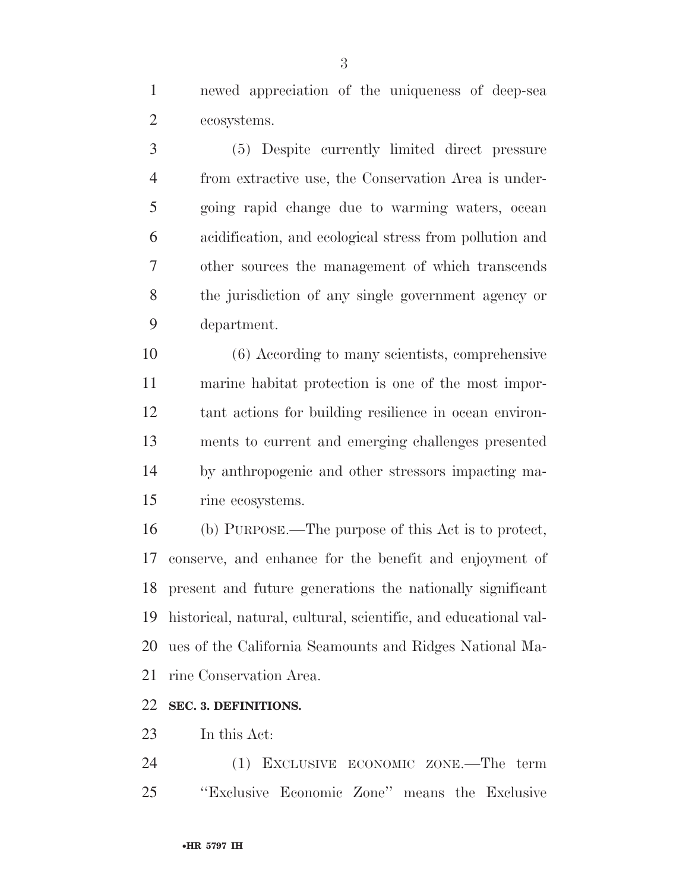newed appreciation of the uniqueness of deep-sea ecosystems.

(5) Despite currently limited direct pressure from extractive use, the Conservation Area is undergoing rapid change due to warming waters, ocean acidification, and ecological stress from pollution and other sources the management of which transcends the jurisdiction of any single government agency or department.

(6) According to many scientists, comprehensive marine habitat protection is one of the most important actions for building resilience in ocean environments to current and emerging challenges presented by anthropogenic and other stressors impacting marine ecosystems.

(b) PURPOSE.—The purpose of this Act is to protect, conserve, and enhance for the benefit and enjoyment of present and future generations the nationally significant historical, natural, cultural, scientific, and educational values of the California Seamounts and Ridges National Marine Conservation Area.

**SEC. 3. DEFINITIONS.**

In this Act:

(1) EXCLUSIVE ECONOMIC ZONE.—The term ''Exclusive Economic Zone'' means the Exclusive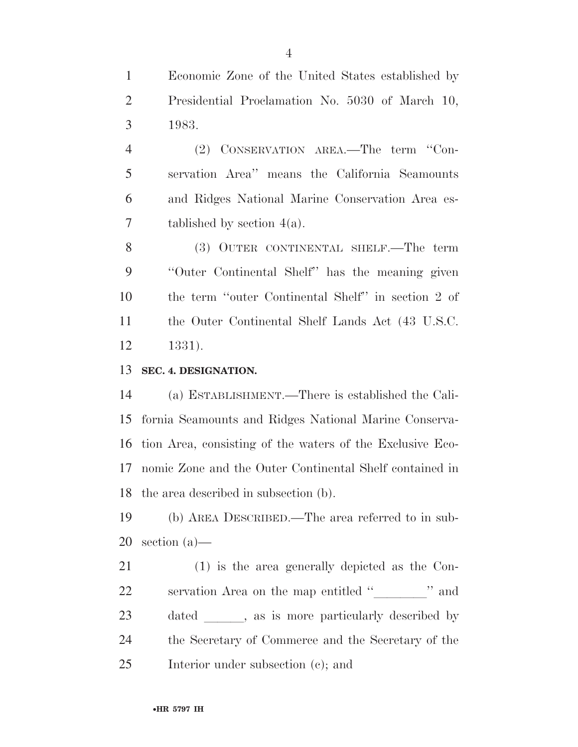Economic Zone of the United States established by Presidential Proclamation No. 5030 of March 10, 1983.

(2) CONSERVATION AREA.—The term "Conservation Area" means the California Seamounts and Ridges National Marine Conservation Area established by section 4(a).

(3) OUTER CONTINENTAL SHELF.—The term "Outer Continental Shelf" has the meaning given the term "outer Continental Shelf" in section 2 of the Outer Continental Shelf Lands Act (43 U.S.C. 1331).

**SEC. 4. DESIGNATION.**

(a) ESTABLISHMENT.—There is established the California Seamounts and Ridges National Marine Conservation Area, consisting of the waters of the Exclusive Economic Zone and the Outer Continental Shelf contained in the area described in subsection (b).

(b) AREA DESCRIBED.—The area referred to in subsection (a)—

(1) is the area generally depicted as the Conservation Area on the map entitled "________" and dated ______, as is more particularly described by the Secretary of Commerce and the Secretary of the Interior under subsection (c); and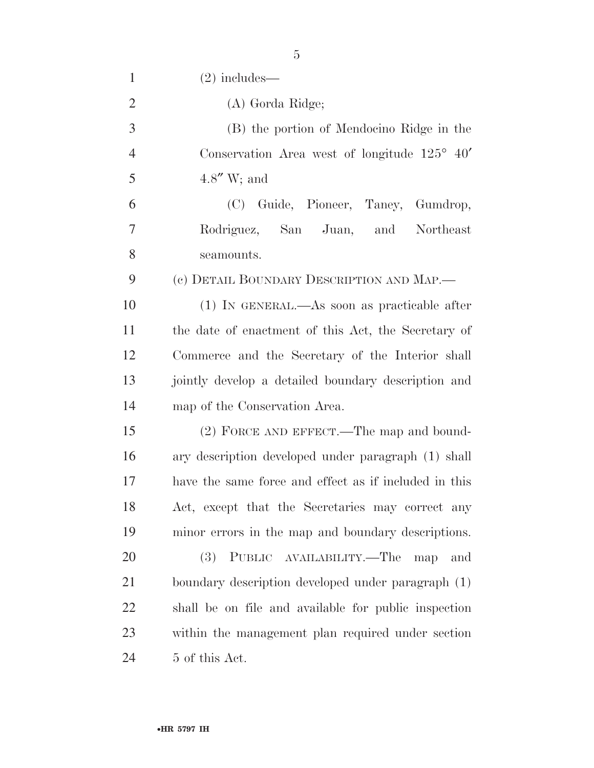(2) includes—

(A) Gorda Ridge;

(B) the portion of Mendocino Ridge in the Conservation Area west of longitude 125° 40′ 4.8″ W; and

(C) Guide, Pioneer, Taney, Gumdrop, Rodriguez, San Juan, and Northeast seamounts.

(c) DETAIL BOUNDARY DESCRIPTION AND MAP.—

(1) IN GENERAL.—As soon as practicable after the date of enactment of this Act, the Secretary of Commerce and the Secretary of the Interior shall jointly develop a detailed boundary description and map of the Conservation Area.

(2) FORCE AND EFFECT.—The map and boundary description developed under paragraph (1) shall have the same force and effect as if included in this Act, except that the Secretaries may correct any minor errors in the map and boundary descriptions.

(3) PUBLIC AVAILABILITY.—The map and boundary description developed under paragraph (1) shall be on file and available for public inspection within the management plan required under section 5 of this Act.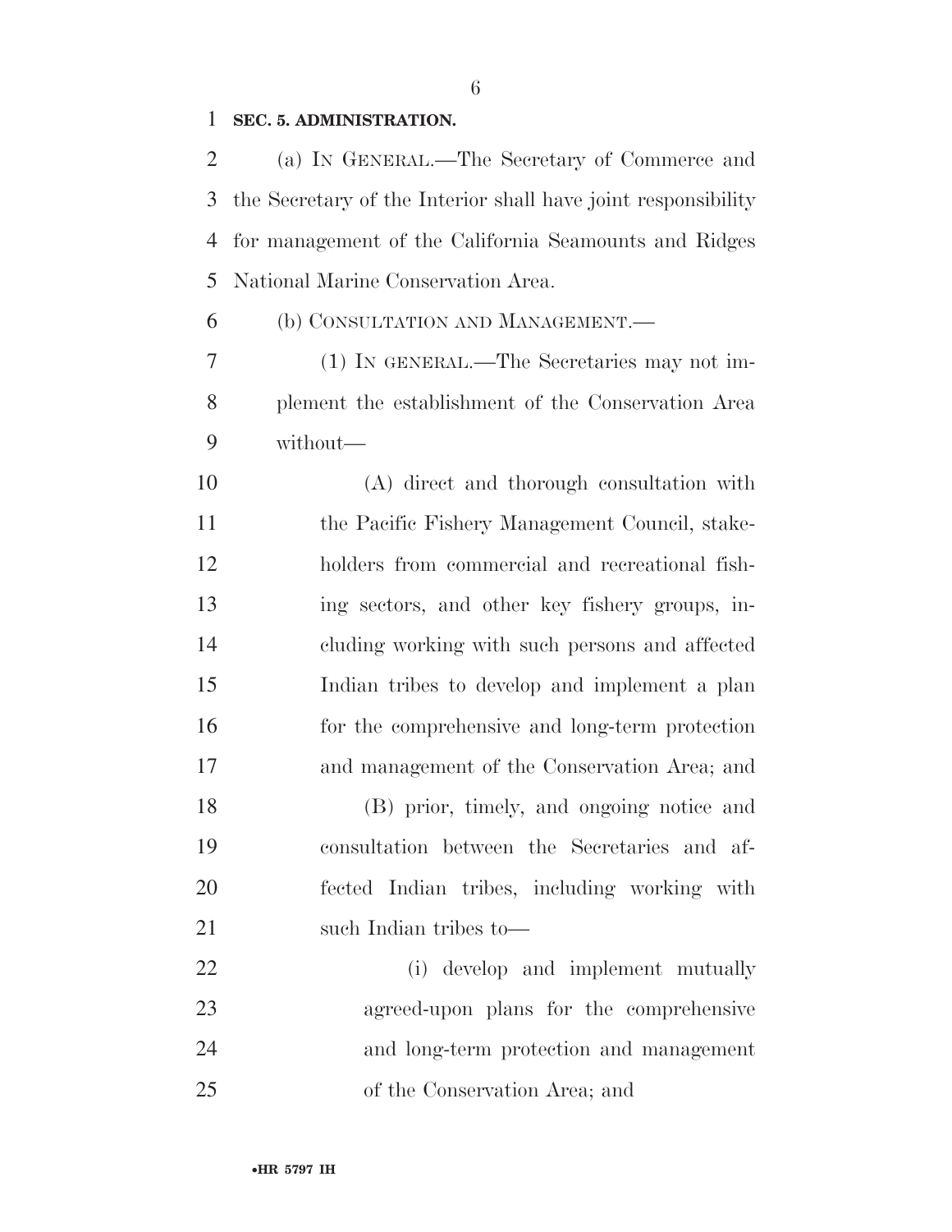**SEC. 5. ADMINISTRATION.**

(a) IN GENERAL.—The Secretary of Commerce and the Secretary of the Interior shall have joint responsibility for management of the California Seamounts and Ridges National Marine Conservation Area.

(b) CONSULTATION AND MANAGEMENT.—

(1) IN GENERAL.—The Secretaries may not implement the establishment of the Conservation Area without—

(A) direct and thorough consultation with the Pacific Fishery Management Council, stakeholders from commercial and recreational fishing sectors, and other key fishery groups, including working with such persons and affected Indian tribes to develop and implement a plan for the comprehensive and long-term protection and management of the Conservation Area; and

(B) prior, timely, and ongoing notice and consultation between the Secretaries and affected Indian tribes, including working with such Indian tribes to—

(i) develop and implement mutually agreed-upon plans for the comprehensive and long-term protection and management of the Conservation Area; and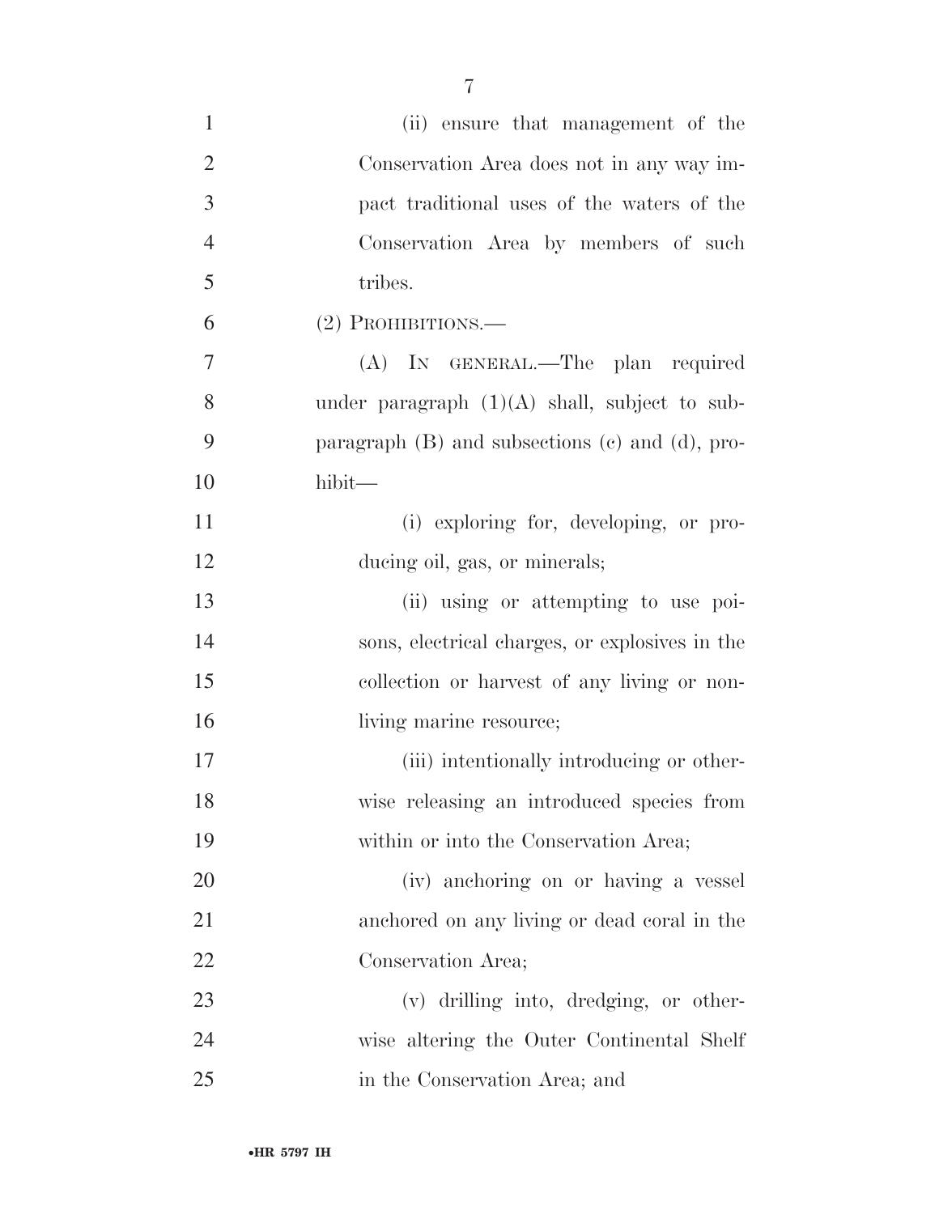(ii) ensure that management of the Conservation Area does not in any way impact traditional uses of the waters of the Conservation Area by members of such tribes.

(2) PROHIBITIONS.—

(A) IN GENERAL.—The plan required under paragraph (1)(A) shall, subject to subparagraph (B) and subsections (c) and (d), prohibit—

(i) exploring for, developing, or producing oil, gas, or minerals;

(ii) using or attempting to use poisons, electrical charges, or explosives in the collection or harvest of any living or nonliving marine resource;

(iii) intentionally introducing or otherwise releasing an introduced species from within or into the Conservation Area;

(iv) anchoring on or having a vessel anchored on any living or dead coral in the Conservation Area;

(v) drilling into, dredging, or otherwise altering the Outer Continental Shelf in the Conservation Area; and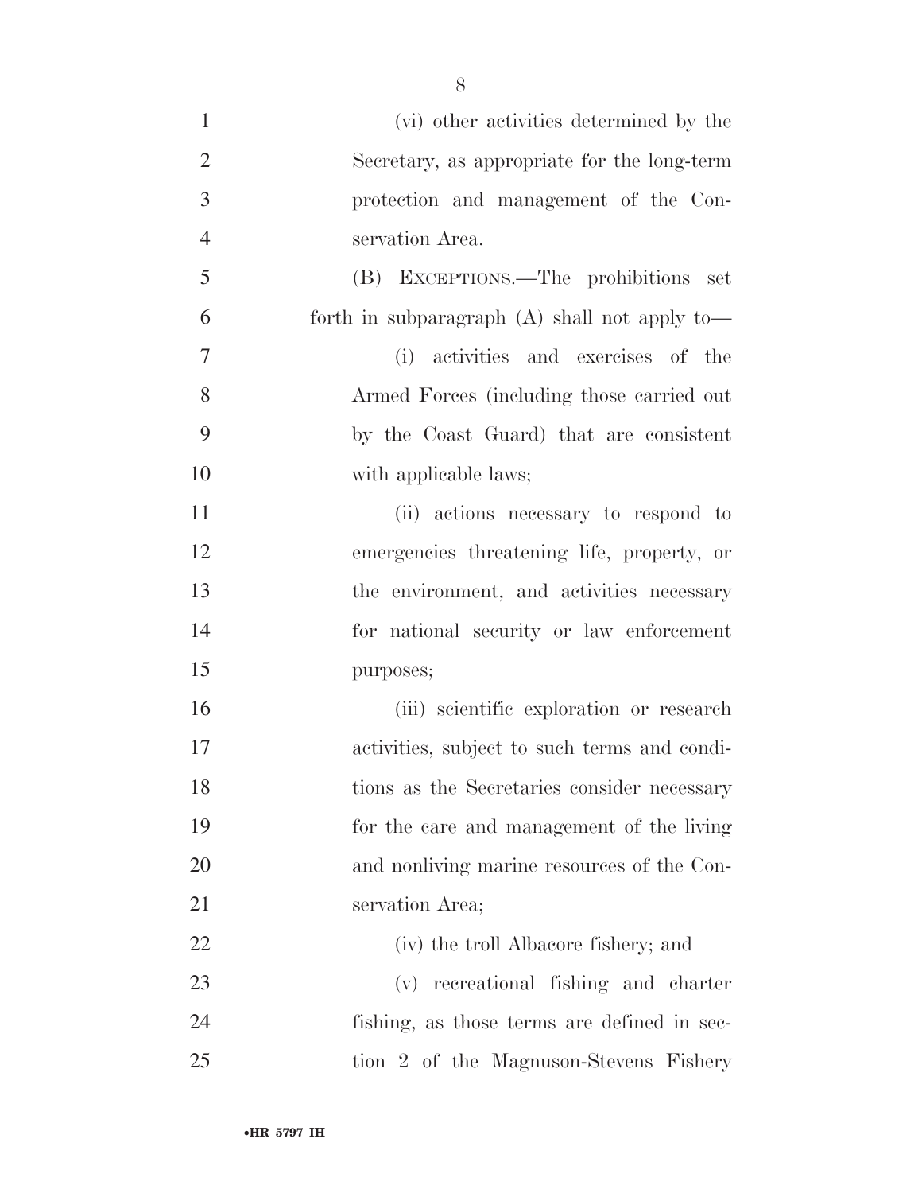(vi) other activities determined by the Secretary, as appropriate for the long-term protection and management of the Conservation Area.

(B) EXCEPTIONS.—The prohibitions set forth in subparagraph (A) shall not apply to—

(i) activities and exercises of the Armed Forces (including those carried out by the Coast Guard) that are consistent with applicable laws;

(ii) actions necessary to respond to emergencies threatening life, property, or the environment, and activities necessary for national security or law enforcement purposes;

(iii) scientific exploration or research activities, subject to such terms and conditions as the Secretaries consider necessary for the care and management of the living and nonliving marine resources of the Conservation Area;

(iv) the troll Albacore fishery; and

(v) recreational fishing and charter fishing, as those terms are defined in section 2 of the Magnuson-Stevens Fishery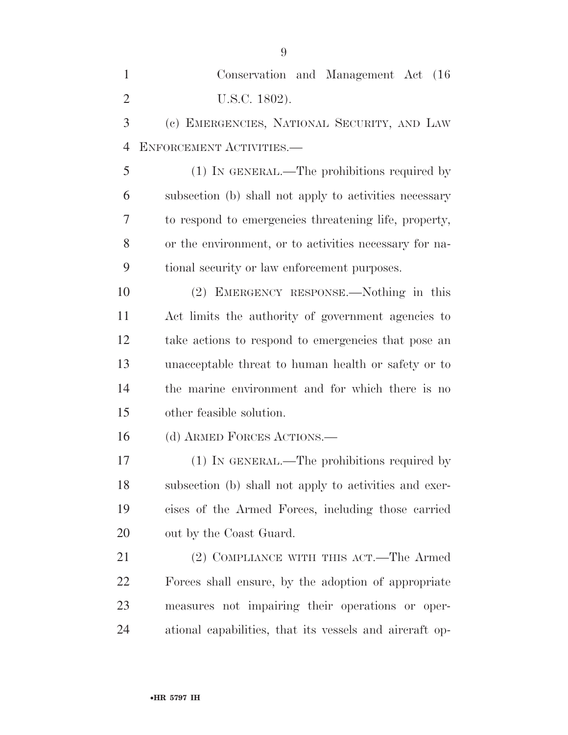Conservation and Management Act (16 U.S.C. 1802).

(c) EMERGENCIES, NATIONAL SECURITY, AND LAW ENFORCEMENT ACTIVITIES.—

(1) IN GENERAL.—The prohibitions required by subsection (b) shall not apply to activities necessary to respond to emergencies threatening life, property, or the environment, or to activities necessary for national security or law enforcement purposes.

(2) EMERGENCY RESPONSE.—Nothing in this Act limits the authority of government agencies to take actions to respond to emergencies that pose an unacceptable threat to human health or safety or to the marine environment and for which there is no other feasible solution.

(d) ARMED FORCES ACTIONS.—

(1) IN GENERAL.—The prohibitions required by subsection (b) shall not apply to activities and exercises of the Armed Forces, including those carried out by the Coast Guard.

(2) COMPLIANCE WITH THIS ACT.—The Armed Forces shall ensure, by the adoption of appropriate measures not impairing their operations or operational capabilities, that its vessels and aircraft op-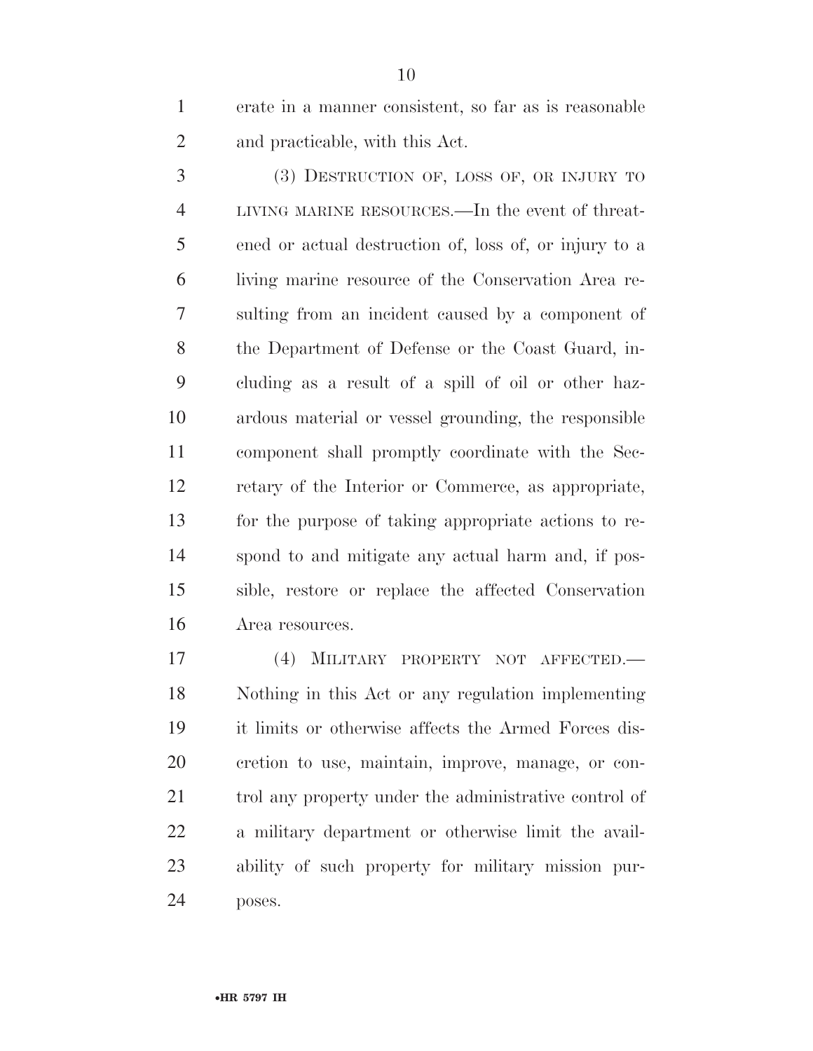erate in a manner consistent, so far as is reasonable and practicable, with this Act.

(3) DESTRUCTION OF, LOSS OF, OR INJURY TO LIVING MARINE RESOURCES.—In the event of threatened or actual destruction of, loss of, or injury to a living marine resource of the Conservation Area resulting from an incident caused by a component of the Department of Defense or the Coast Guard, including as a result of a spill of oil or other hazardous material or vessel grounding, the responsible component shall promptly coordinate with the Secretary of the Interior or Commerce, as appropriate, for the purpose of taking appropriate actions to respond to and mitigate any actual harm and, if possible, restore or replace the affected Conservation Area resources.

(4) MILITARY PROPERTY NOT AFFECTED.—Nothing in this Act or any regulation implementing it limits or otherwise affects the Armed Forces discretion to use, maintain, improve, manage, or control any property under the administrative control of a military department or otherwise limit the availability of such property for military mission purposes.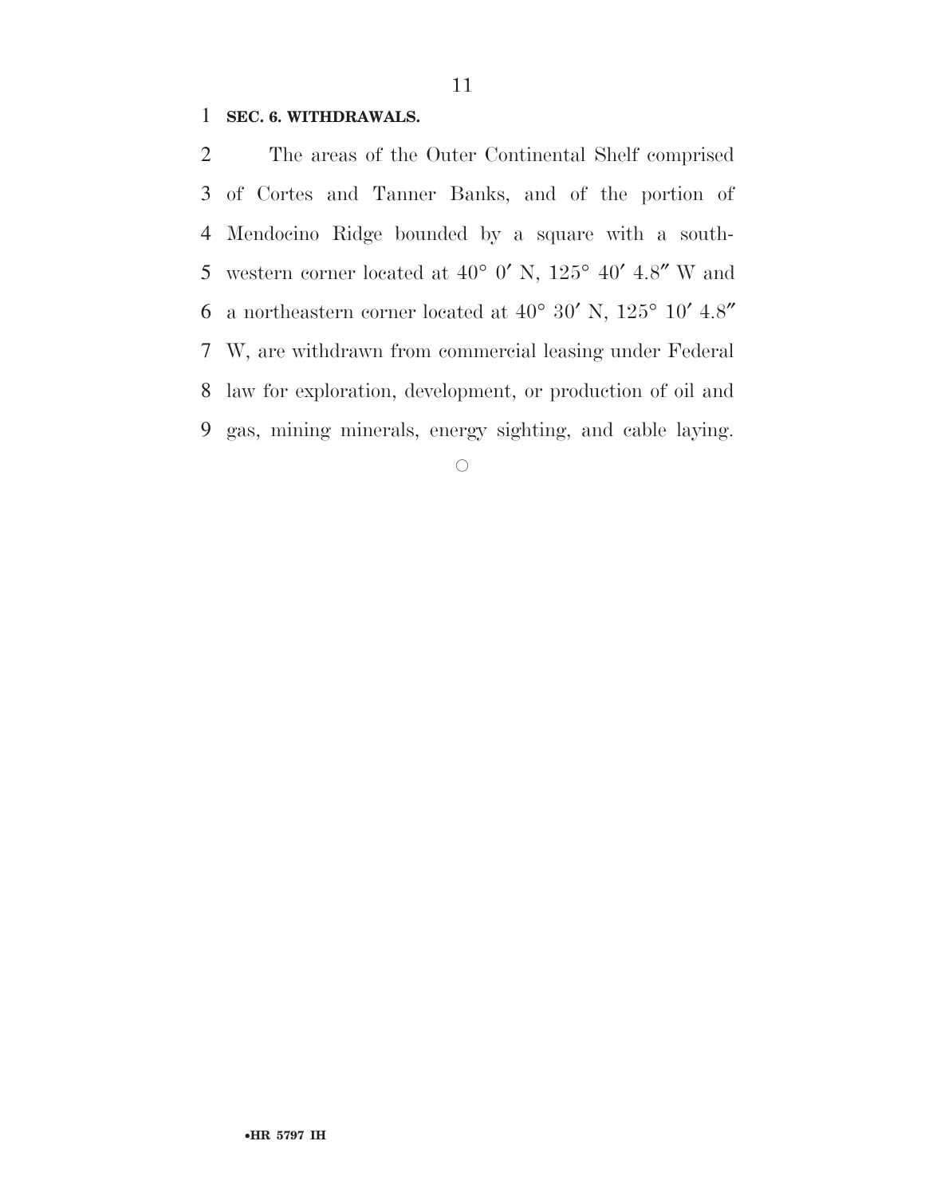**SEC. 6. WITHDRAWALS.**

The areas of the Outer Continental Shelf comprised of Cortes and Tanner Banks, and of the portion of Mendocino Ridge bounded by a square with a southwestern corner located at 40° 0′ N, 125° 40′ 4.8″ W and a northeastern corner located at 40° 30′ N, 125° 10′ 4.8″ W, are withdrawn from commercial leasing under Federal law for exploration, development, or production of oil and gas, mining minerals, energy sighting, and cable laying.

○